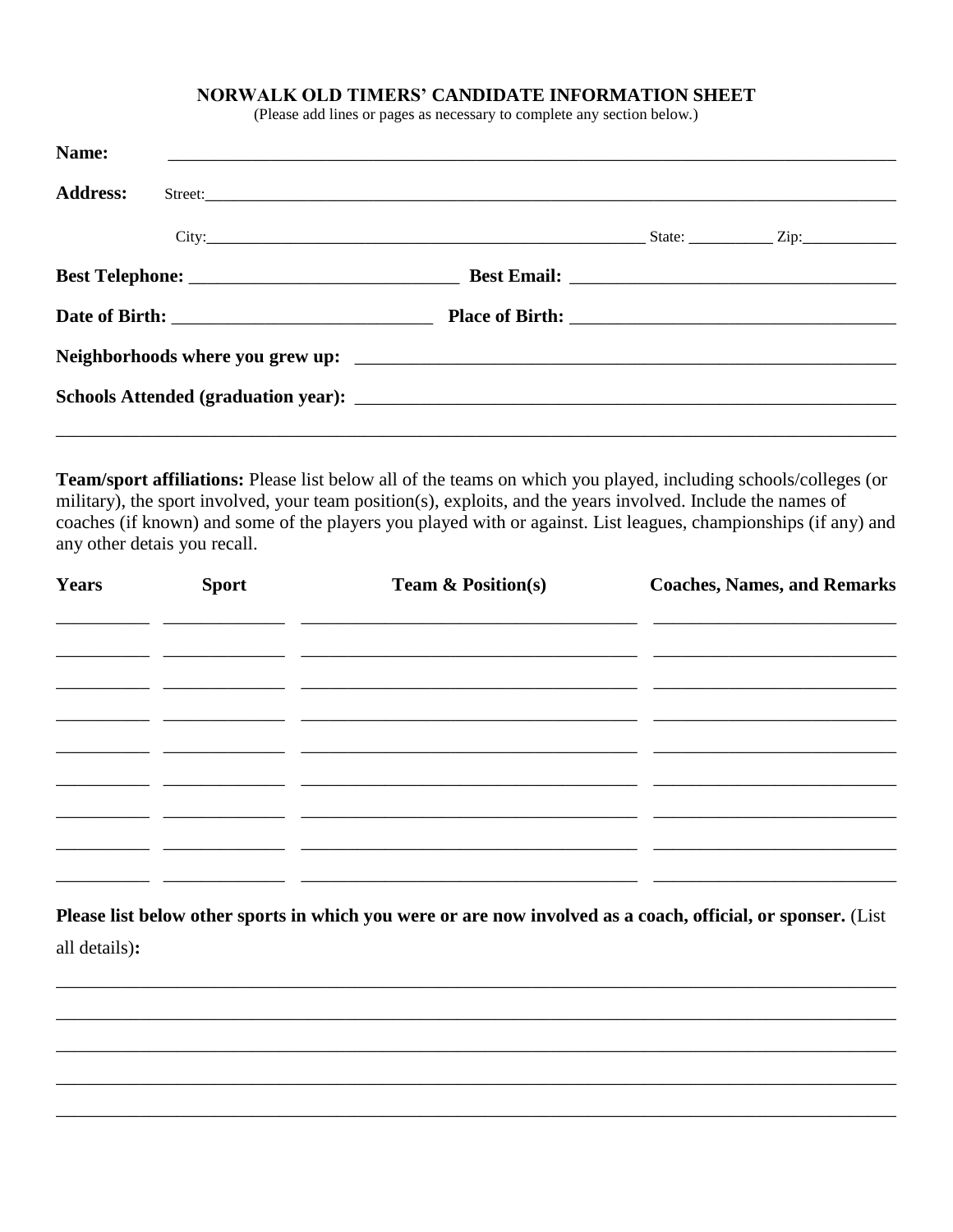# NORWALK OLD TIMERS' CANDIDATE INFORMATION SHEET

(Please add lines or pages as necessary to complete any section below.)

**Name:** ______________________________________________________________________________

**Address:** Street:_____________________________________________________________________________

City:_________________________________________________ State: __________ Zip:___________

**Best Telephone:** ______________________________ **Best Email:** ____________________________________

**Date of Birth:** ____________________________ **Place of Birth:** ____________________________________

**Neighborhoods where you grew up:** _______________________________________________________________

**Schools Attended (graduation year):** ______________________________________________________________

_____________________________________________________________________________________________

**Team/sport affiliations:** Please list below all of the teams on which you played, including schools/colleges (or military), the sport involved, your team position(s), exploits, and the years involved. Include the names of coaches (if known) and some of the players you played with or against. List leagues, championships (if any) and any other detais you recall.

| Years | Sport | Team & Position(s) | Coaches, Names, and Remarks |
|---|---|---|---|
| | | | |
| | | | |
| | | | |
| | | | |
| | | | |
| | | | |
| | | | |
| | | | |
| | | | |

**Please list below other sports in which you were or are now involved as a coach, official, or sponser.** (List all details)**:**

_____________________________________________________________________________________________

_____________________________________________________________________________________________

_____________________________________________________________________________________________

_____________________________________________________________________________________________

_____________________________________________________________________________________________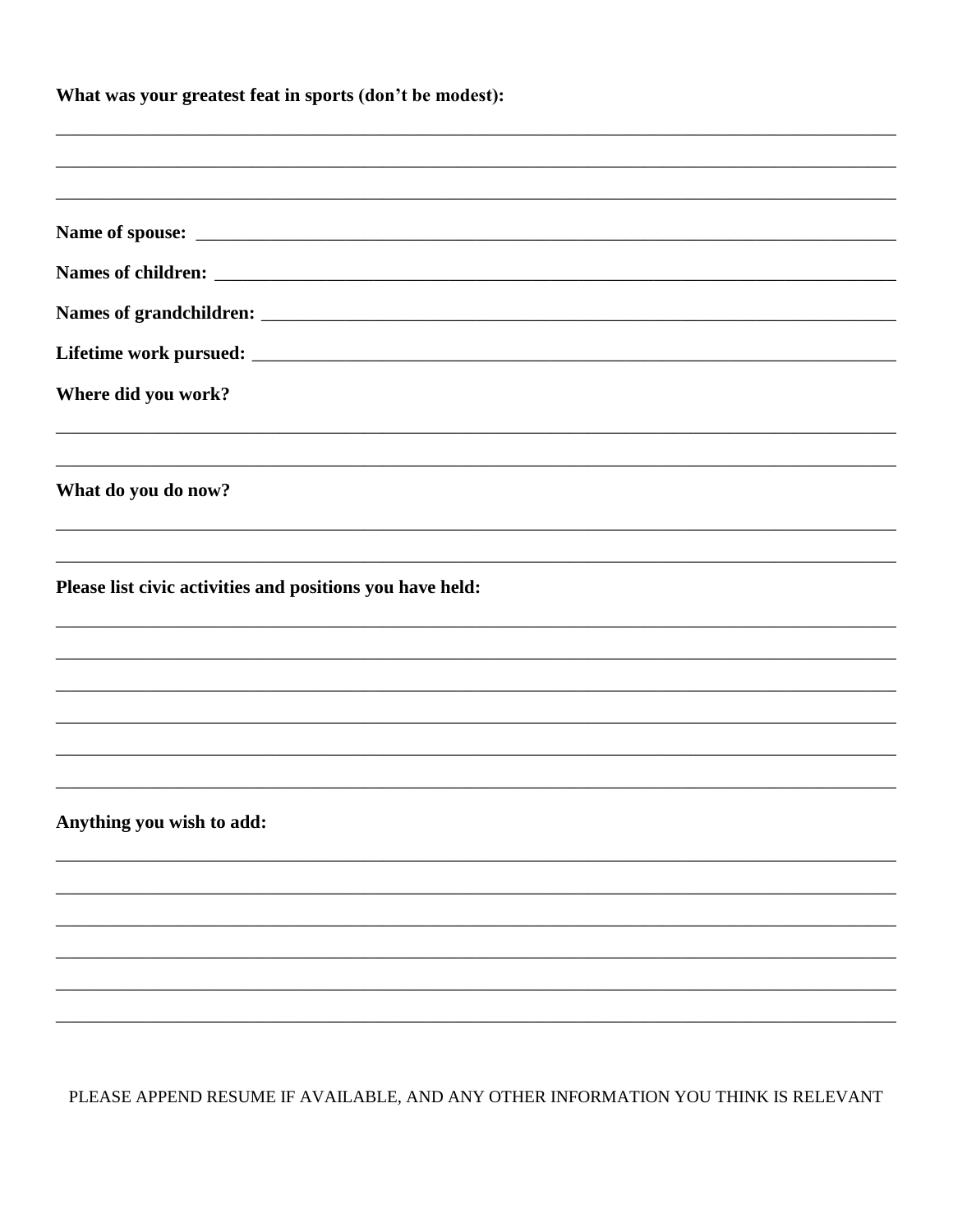**What was your greatest feat in sports (don't be modest):**

_______________________________________________________________________________

_______________________________________________________________________________

_______________________________________________________________________________

**Name of spouse:** ___________________________________________________________

**Names of children:** ________________________________________________________

**Names of grandchildren:** ___________________________________________________

**Lifetime work pursued:** ____________________________________________________

**Where did you work?**

_______________________________________________________________________________

_______________________________________________________________________________

**What do you do now?**

_______________________________________________________________________________

_______________________________________________________________________________

**Please list civic activities and positions you have held:**

_______________________________________________________________________________

_______________________________________________________________________________

_______________________________________________________________________________

_______________________________________________________________________________

_______________________________________________________________________________

_______________________________________________________________________________

**Anything you wish to add:**

_______________________________________________________________________________

_______________________________________________________________________________

_______________________________________________________________________________

_______________________________________________________________________________

_______________________________________________________________________________

_______________________________________________________________________________

PLEASE APPEND RESUME IF AVAILABLE, AND ANY OTHER INFORMATION YOU THINK IS RELEVANT